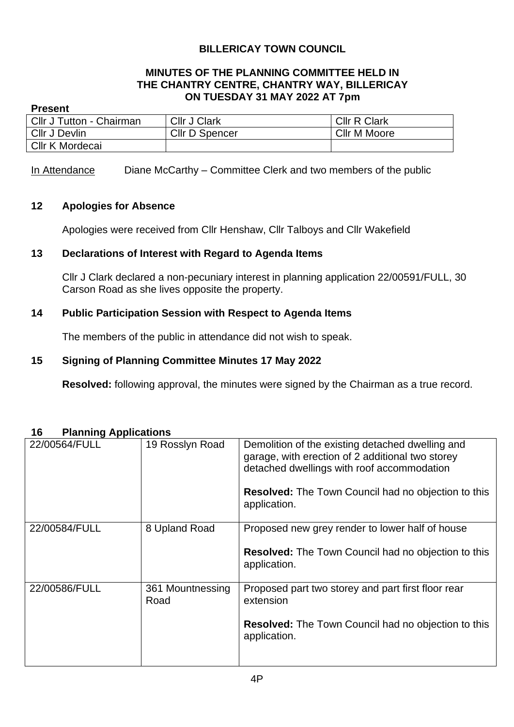# BILLERICAY TOWN COUNCIL

## MINUTES OF THE PLANNING COMMITTEE HELD IN THE CHANTRY CENTRE, CHANTRY WAY, BILLERICAY ON TUESDAY 31 MAY 2022 AT 7pm

**Present**

| | | |
|---|---|---|
| Cllr J Tutton - Chairman | Cllr J Clark | Cllr R Clark |
| Cllr J Devlin | Cllr D Spencer | Cllr M Moore |
| Cllr K Mordecai | | |

In Attendance Diane McCarthy – Committee Clerk and two members of the public

### 12 Apologies for Absence

Apologies were received from Cllr Henshaw, Cllr Talboys and Cllr Wakefield

### 13 Declarations of Interest with Regard to Agenda Items

Cllr J Clark declared a non-pecuniary interest in planning application 22/00591/FULL, 30 Carson Road as she lives opposite the property.

### 14 Public Participation Session with Respect to Agenda Items

The members of the public in attendance did not wish to speak.

### 15 Signing of Planning Committee Minutes 17 May 2022

**Resolved:** following approval, the minutes were signed by the Chairman as a true record.

### 16 Planning Applications

| | | |
|---|---|---|
| 22/00564/FULL | 19 Rosslyn Road | Demolition of the existing detached dwelling and garage, with erection of 2 additional two storey detached dwellings with roof accommodation<br><br>**Resolved:** The Town Council had no objection to this application. |
| 22/00584/FULL | 8 Upland Road | Proposed new grey render to lower half of house<br><br>**Resolved:** The Town Council had no objection to this application. |
| 22/00586/FULL | 361 Mountnessing Road | Proposed part two storey and part first floor rear extension<br><br>**Resolved:** The Town Council had no objection to this application. |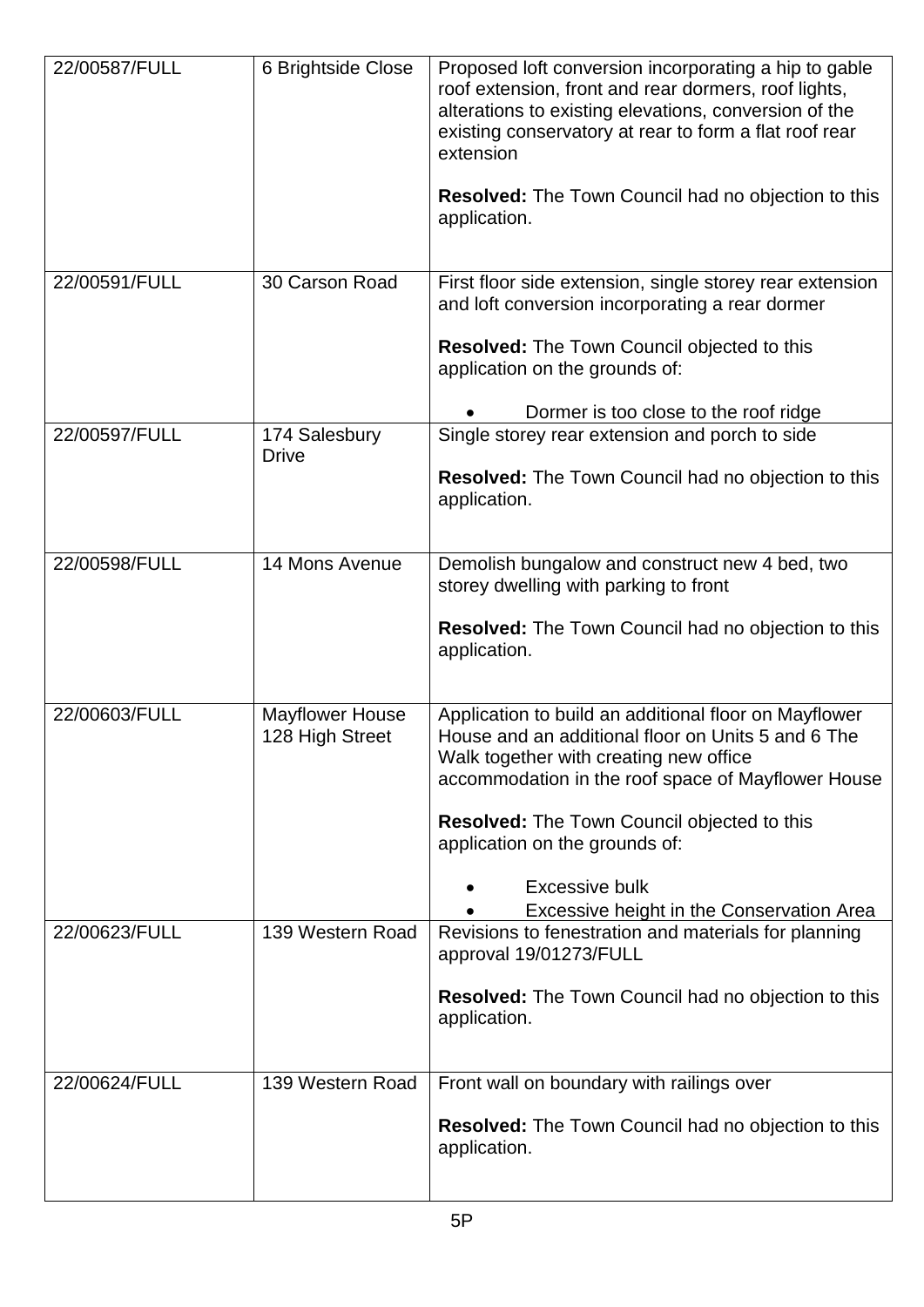| | | |
|---|---|---|
| 22/00587/FULL | 6 Brightside Close | Proposed loft conversion incorporating a hip to gable roof extension, front and rear dormers, roof lights, alterations to existing elevations, conversion of the existing conservatory at rear to form a flat roof rear extension<br><br>**Resolved:** The Town Council had no objection to this application. |
| 22/00591/FULL | 30 Carson Road | First floor side extension, single storey rear extension and loft conversion incorporating a rear dormer<br><br>**Resolved:** The Town Council objected to this application on the grounds of:<br><br>• Dormer is too close to the roof ridge |
| 22/00597/FULL | 174 Salesbury Drive | Single storey rear extension and porch to side<br><br>**Resolved:** The Town Council had no objection to this application. |
| 22/00598/FULL | 14 Mons Avenue | Demolish bungalow and construct new 4 bed, two storey dwelling with parking to front<br><br>**Resolved:** The Town Council had no objection to this application. |
| 22/00603/FULL | Mayflower House 128 High Street | Application to build an additional floor on Mayflower House and an additional floor on Units 5 and 6 The Walk together with creating new office accommodation in the roof space of Mayflower House<br><br>**Resolved:** The Town Council objected to this application on the grounds of:<br><br>• Excessive bulk<br>• Excessive height in the Conservation Area |
| 22/00623/FULL | 139 Western Road | Revisions to fenestration and materials for planning approval 19/01273/FULL<br><br>**Resolved:** The Town Council had no objection to this application. |
| 22/00624/FULL | 139 Western Road | Front wall on boundary with railings over<br><br>**Resolved:** The Town Council had no objection to this application. |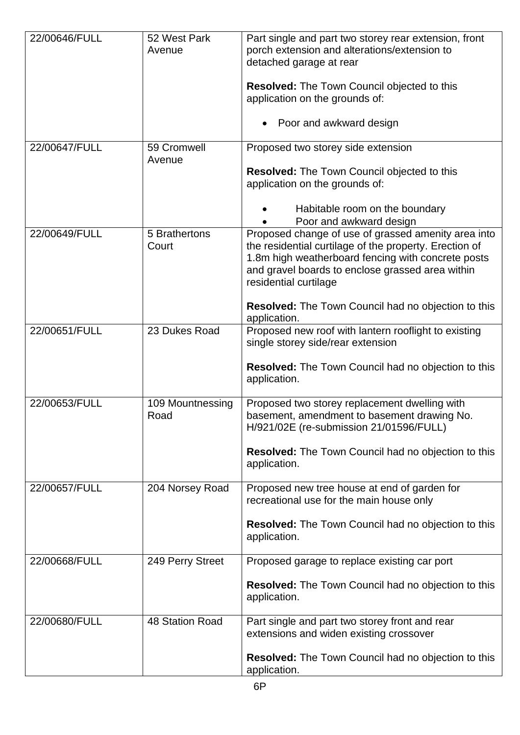| | | |
|---|---|---|
| 22/00646/FULL | 52 West Park Avenue | Part single and part two storey rear extension, front porch extension and alterations/extension to detached garage at rear<br><br>**Resolved:** The Town Council objected to this application on the grounds of:<br><br>• Poor and awkward design |
| 22/00647/FULL | 59 Cromwell Avenue | Proposed two storey side extension<br><br>**Resolved:** The Town Council objected to this application on the grounds of:<br><br>• Habitable room on the boundary<br>• Poor and awkward design |
| 22/00649/FULL | 5 Brathertons Court | Proposed change of use of grassed amenity area into the residential curtilage of the property. Erection of 1.8m high weatherboard fencing with concrete posts and gravel boards to enclose grassed area within residential curtilage<br><br>**Resolved:** The Town Council had no objection to this application. |
| 22/00651/FULL | 23 Dukes Road | Proposed new roof with lantern rooflight to existing single storey side/rear extension<br><br>**Resolved:** The Town Council had no objection to this application. |
| 22/00653/FULL | 109 Mountnessing Road | Proposed two storey replacement dwelling with basement, amendment to basement drawing No. H/921/02E (re-submission 21/01596/FULL)<br><br>**Resolved:** The Town Council had no objection to this application. |
| 22/00657/FULL | 204 Norsey Road | Proposed new tree house at end of garden for recreational use for the main house only<br><br>**Resolved:** The Town Council had no objection to this application. |
| 22/00668/FULL | 249 Perry Street | Proposed garage to replace existing car port<br><br>**Resolved:** The Town Council had no objection to this application. |
| 22/00680/FULL | 48 Station Road | Part single and part two storey front and rear extensions and widen existing crossover<br><br>**Resolved:** The Town Council had no objection to this application. |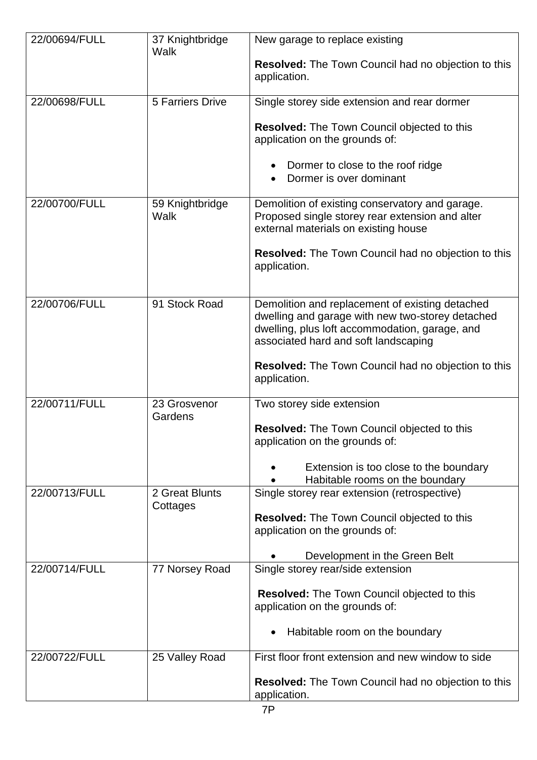| | | |
|---|---|---|
| 22/00694/FULL | 37 Knightbridge Walk | New garage to replace existing<br><br>**Resolved:** The Town Council had no objection to this application. |
| 22/00698/FULL | 5 Farriers Drive | Single storey side extension and rear dormer<br><br>**Resolved:** The Town Council objected to this application on the grounds of:<br><br>• Dormer to close to the roof ridge<br>• Dormer is over dominant |
| 22/00700/FULL | 59 Knightbridge Walk | Demolition of existing conservatory and garage. Proposed single storey rear extension and alter external materials on existing house<br><br>**Resolved:** The Town Council had no objection to this application. |
| 22/00706/FULL | 91 Stock Road | Demolition and replacement of existing detached dwelling and garage with new two-storey detached dwelling, plus loft accommodation, garage, and associated hard and soft landscaping<br><br>**Resolved:** The Town Council had no objection to this application. |
| 22/00711/FULL | 23 Grosvenor Gardens | Two storey side extension<br><br>**Resolved:** The Town Council objected to this application on the grounds of:<br><br>• Extension is too close to the boundary<br>• Habitable rooms on the boundary |
| 22/00713/FULL | 2 Great Blunts Cottages | Single storey rear extension (retrospective)<br><br>**Resolved:** The Town Council objected to this application on the grounds of:<br><br>• Development in the Green Belt |
| 22/00714/FULL | 77 Norsey Road | Single storey rear/side extension<br><br>**Resolved:** The Town Council objected to this application on the grounds of:<br><br>• Habitable room on the boundary |
| 22/00722/FULL | 25 Valley Road | First floor front extension and new window to side<br><br>**Resolved:** The Town Council had no objection to this application. |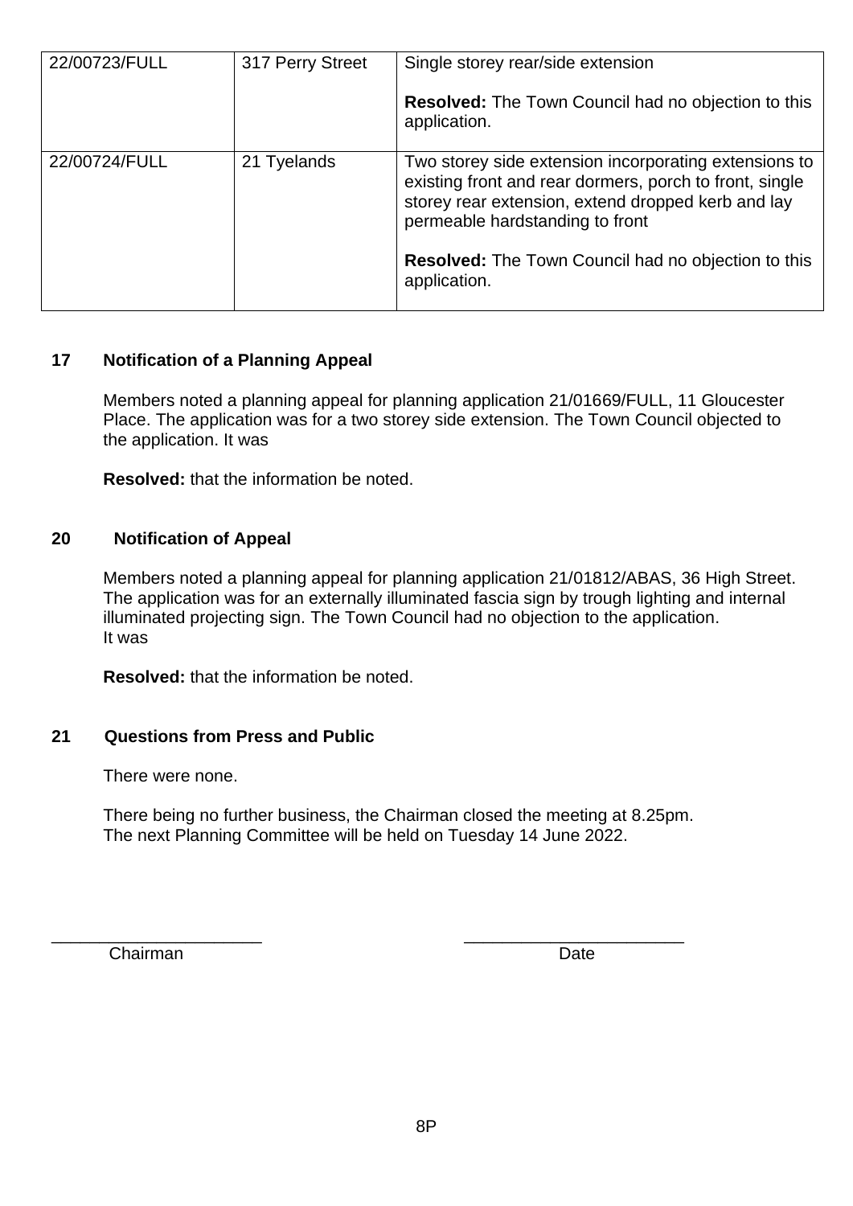| | | |
|---|---|---|
| 22/00723/FULL | 317 Perry Street | Single storey rear/side extension<br><br>**Resolved:** The Town Council had no objection to this application. |
| 22/00724/FULL | 21 Tyelands | Two storey side extension incorporating extensions to existing front and rear dormers, porch to front, single storey rear extension, extend dropped kerb and lay permeable hardstanding to front<br><br>**Resolved:** The Town Council had no objection to this application. |

### 17 Notification of a Planning Appeal

Members noted a planning appeal for planning application 21/01669/FULL, 11 Gloucester Place. The application was for a two storey side extension. The Town Council objected to the application. It was

**Resolved:** that the information be noted.

### 20 Notification of Appeal

Members noted a planning appeal for planning application 21/01812/ABAS, 36 High Street. The application was for an externally illuminated fascia sign by trough lighting and internal illuminated projecting sign. The Town Council had no objection to the application.
It was

**Resolved:** that the information be noted.

### 21 Questions from Press and Public

There were none.

There being no further business, the Chairman closed the meeting at 8.25pm.
The next Planning Committee will be held on Tuesday 14 June 2022.

______________________ ______________________

Chairman Date